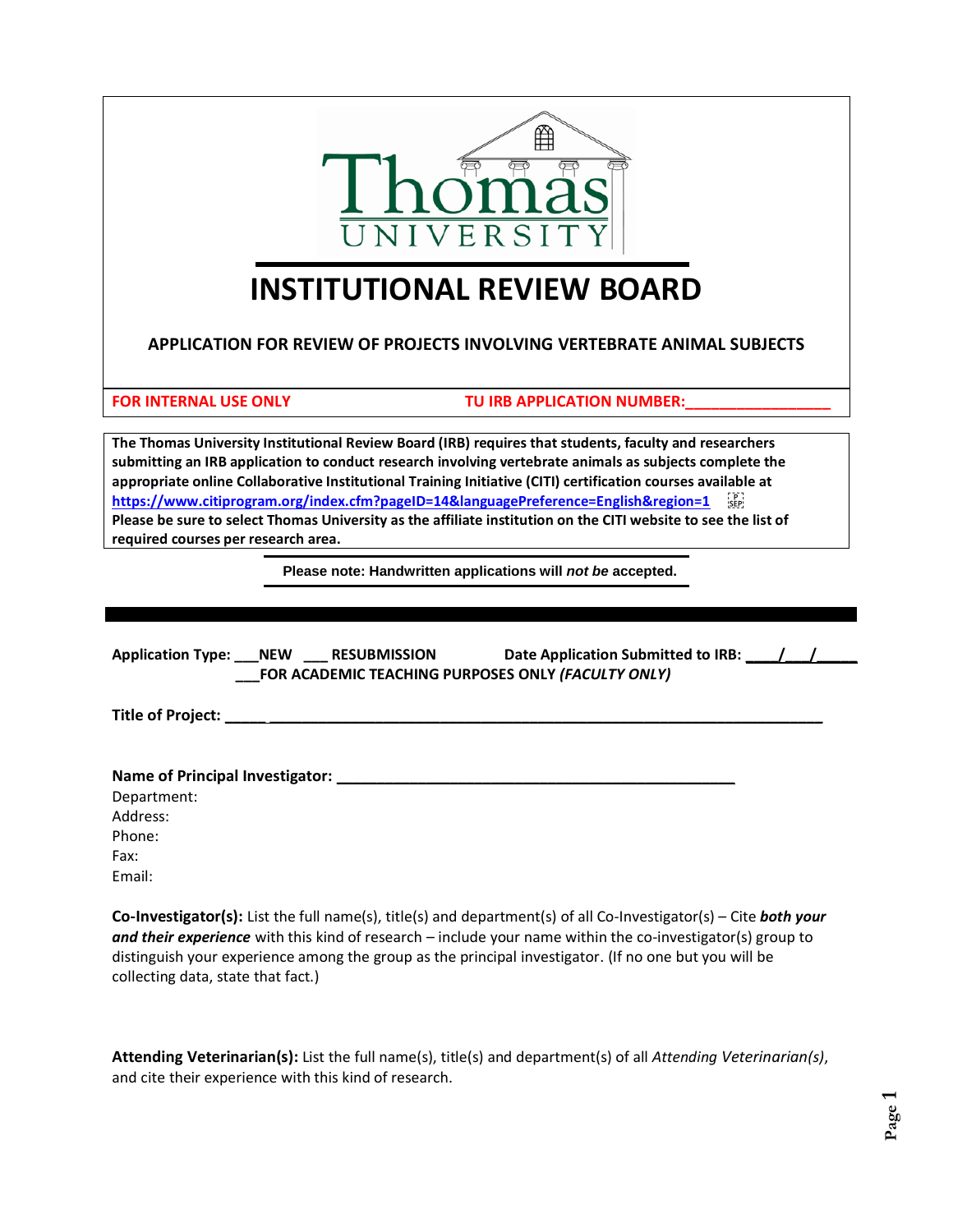Thomas UNIVERSITY

# INSTITUTIONAL REVIEW BOARD

## APPLICATION FOR REVIEW OF PROJECTS INVOLVING VERTEBRATE ANIMAL SUBJECTS

**FOR INTERNAL USE ONLY** **TU IRB APPLICATION NUMBER:_________________**

**The Thomas University Institutional Review Board (IRB) requires that students, faculty and researchers submitting an IRB application to conduct research involving vertebrate animals as subjects complete the appropriate online Collaborative Institutional Training Initiative (CITI) certification courses available at https://www.citiprogram.org/index.cfm?pageID=14&languagePreference=English&region=1**
**Please be sure to select Thomas University as the affiliate institution on the CITI website to see the list of required courses per research area.**

**Please note: Handwritten applications will *not be* accepted.**

---

**Application Type: ___NEW ___ RESUBMISSION** **Date Application Submitted to IRB: ____/___/_____**
**___FOR ACADEMIC TEACHING PURPOSES ONLY *(FACULTY ONLY)***

**Title of Project: ______________________________________________________________________**

**Name of Principal Investigator: _________________________________________________**
Department:
Address:
Phone:
Fax:
Email:

**Co-Investigator(s):** List the full name(s), title(s) and department(s) of all Co-Investigator(s) – Cite ***both your and their experience*** with this kind of research – include your name within the co-investigator(s) group to distinguish your experience among the group as the principal investigator. (If no one but you will be collecting data, state that fact.)

**Attending Veterinarian(s):** List the full name(s), title(s) and department(s) of all *Attending Veterinarian(s)*, and cite their experience with this kind of research.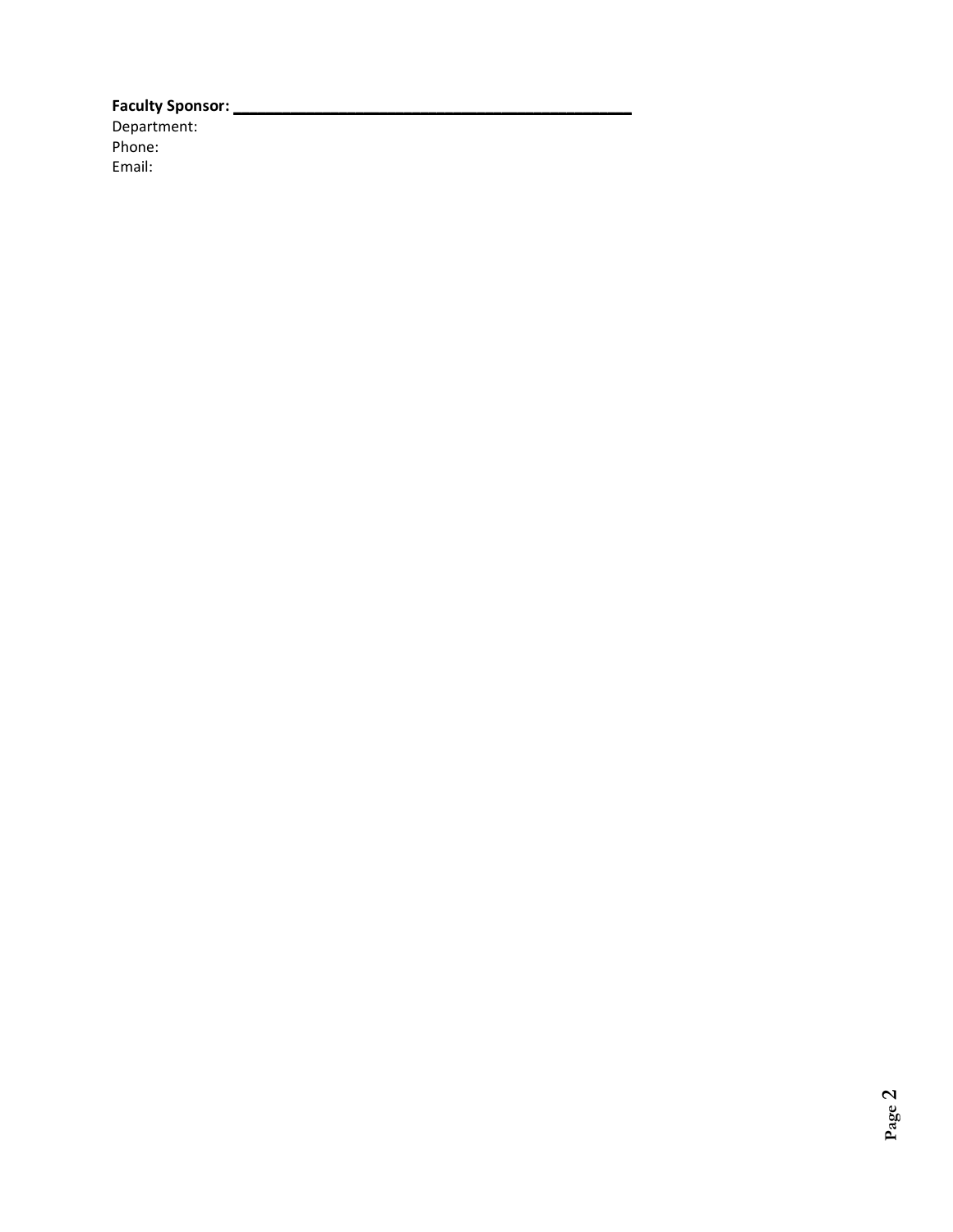**Faculty Sponsor: ___________________________________________**
Department:
Phone:
Email: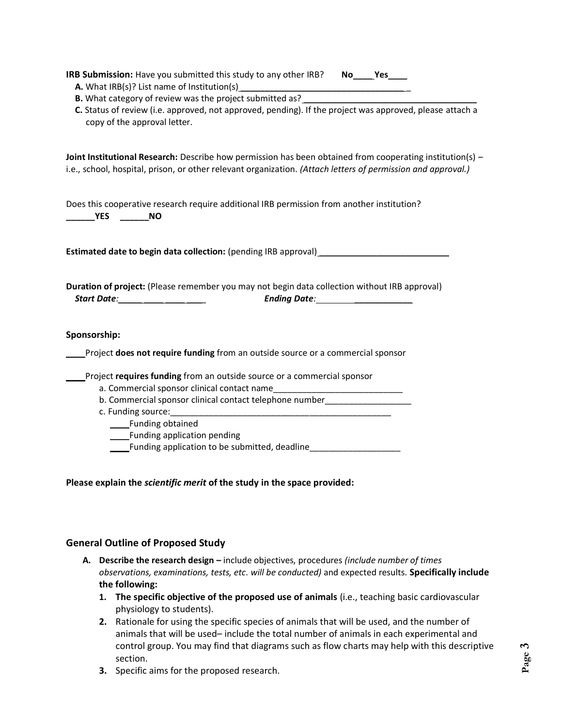**IRB Submission:** Have you submitted this study to any other IRB? **No____Yes____**

**A.** What IRB(s)? List name of Institution(s)____________________________________

**B.** What category of review was the project submitted as?____________________________________

**C.** Status of review (i.e. approved, not approved, pending). If the project was approved, please attach a copy of the approval letter.

**Joint Institutional Research:** Describe how permission has been obtained from cooperating institution(s) – i.e., school, hospital, prison, or other relevant organization. *(Attach letters of permission and approval.)*

Does this cooperative research require additional IRB permission from another institution?
**______YES ______NO**

**Estimated date to begin data collection:** (pending IRB approval)____________________________

**Duration of project:** (Please remember you may not begin data collection without IRB approval)
***Start Date:*__________________** ***Ending Date:*____________________**

**Sponsorship:**

____Project **does not require funding** from an outside source or a commercial sponsor

____Project **requires funding** from an outside source or a commercial sponsor

a. Commercial sponsor clinical contact name___________________________

b. Commercial sponsor clinical contact telephone number__________________

c. Funding source:_______________________________________________

____Funding obtained

____Funding application pending

____Funding application to be submitted, deadline___________________

**Please explain the *scientific merit* of the study in the space provided:**

## General Outline of Proposed Study

**A. Describe the research design –** include objectives, procedures *(include number of times observations, examinations, tests, etc. will be conducted)* and expected results. **Specifically include the following:**

1. **The specific objective of the proposed use of animals** (i.e., teaching basic cardiovascular physiology to students).
2. Rationale for using the specific species of animals that will be used, and the number of animals that will be used– include the total number of animals in each experimental and control group. You may find that diagrams such as flow charts may help with this descriptive section.
3. Specific aims for the proposed research.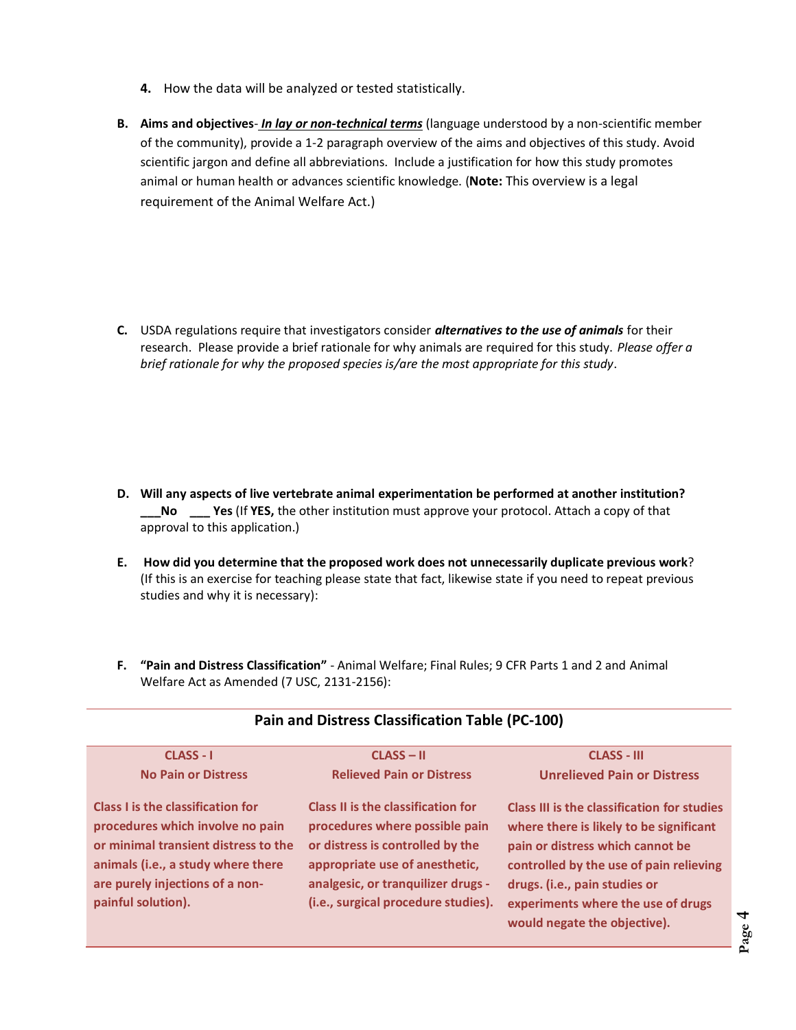4. How the data will be analyzed or tested statistically.

**B.** **Aims and objectives**- ***In lay or non-technical terms*** (language understood by a non-scientific member of the community), provide a 1-2 paragraph overview of the aims and objectives of this study. Avoid scientific jargon and define all abbreviations. Include a justification for how this study promotes animal or human health or advances scientific knowledge. (**Note:** This overview is a legal requirement of the Animal Welfare Act.)

**C.** USDA regulations require that investigators consider ***alternatives to the use of animals*** for their research. Please provide a brief rationale for why animals are required for this study. *Please offer a brief rationale for why the proposed species is/are the most appropriate for this study*.

**D.** **Will any aspects of live vertebrate animal experimentation be performed at another institution?**
**___No ___ Yes** (If **YES,** the other institution must approve your protocol. Attach a copy of that approval to this application.)

**E.** **How did you determine that the proposed work does not unnecessarily duplicate previous work**? (If this is an exercise for teaching please state that fact, likewise state if you need to repeat previous studies and why it is necessary):

**F.** **"Pain and Distress Classification"** - Animal Welfare; Final Rules; 9 CFR Parts 1 and 2 and Animal Welfare Act as Amended (7 USC, 2131-2156):

**Pain and Distress Classification Table (PC-100)**

| CLASS - I<br>No Pain or Distress | CLASS – II<br>Relieved Pain or Distress | CLASS - III<br>Unrelieved Pain or Distress |
|---|---|---|
| Class I is the classification for procedures which involve no pain or minimal transient distress to the animals (i.e., a study where there are purely injections of a non-painful solution). | Class II is the classification for procedures where possible pain or distress is controlled by the appropriate use of anesthetic, analgesic, or tranquilizer drugs - (i.e., surgical procedure studies). | Class III is the classification for studies where there is likely to be significant pain or distress which cannot be controlled by the use of pain relieving drugs. (i.e., pain studies or experiments where the use of drugs would negate the objective). |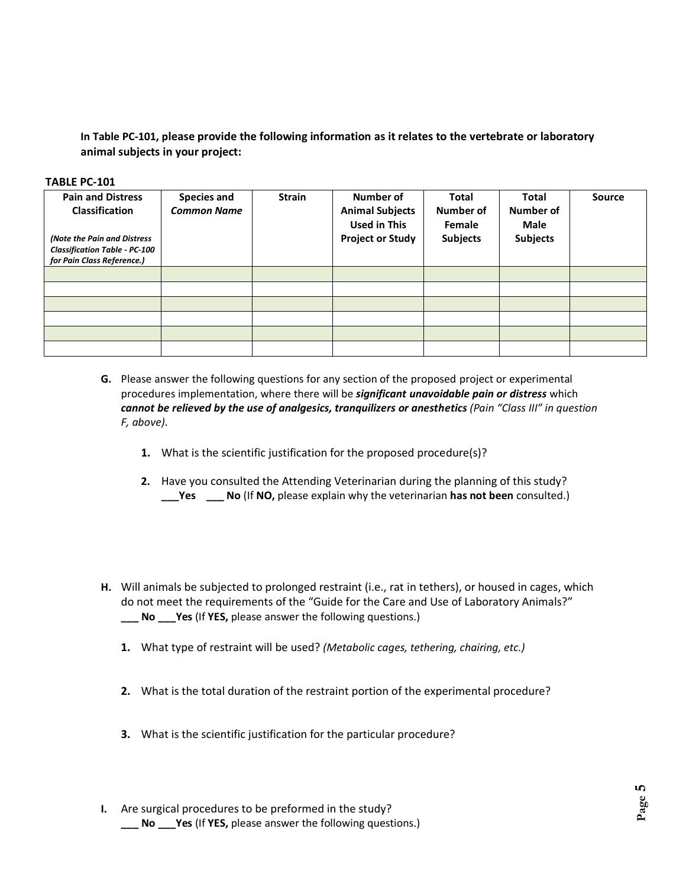**In Table PC-101, please provide the following information as it relates to the vertebrate or laboratory animal subjects in your project:**

**TABLE PC-101**

| **Pain and Distress Classification** *(Note the Pain and Distress Classification Table - PC-100 for Pain Class Reference.)* | **Species and *Common Name*** | **Strain** | **Number of Animal Subjects Used in This Project or Study** | **Total Number of Female Subjects** | **Total Number of Male Subjects** | **Source** |
|---|---|---|---|---|---|---|
| | | | | | | |
| | | | | | | |
| | | | | | | |
| | | | | | | |
| | | | | | | |
| | | | | | | |

**G.** Please answer the following questions for any section of the proposed project or experimental procedures implementation, where there will be ***significant unavoidable pain or distress*** which ***cannot be relieved by the use of analgesics, tranquilizers or anesthetics*** *(Pain "Class III" in question F, above).*

1. What is the scientific justification for the proposed procedure(s)?

2. Have you consulted the Attending Veterinarian during the planning of this study?
   **___Yes** **___ No** (If **NO,** please explain why the veterinarian **has not been** consulted.)

**H.** Will animals be subjected to prolonged restraint (i.e., rat in tethers), or housed in cages, which do not meet the requirements of the "Guide for the Care and Use of Laboratory Animals?"
**___ No** **___Yes** (If **YES,** please answer the following questions.)

1. What type of restraint will be used? *(Metabolic cages, tethering, chairing, etc.)*

2. What is the total duration of the restraint portion of the experimental procedure?

3. What is the scientific justification for the particular procedure?

**I.** Are surgical procedures to be preformed in the study?
**___ No** **___Yes** (If **YES,** please answer the following questions.)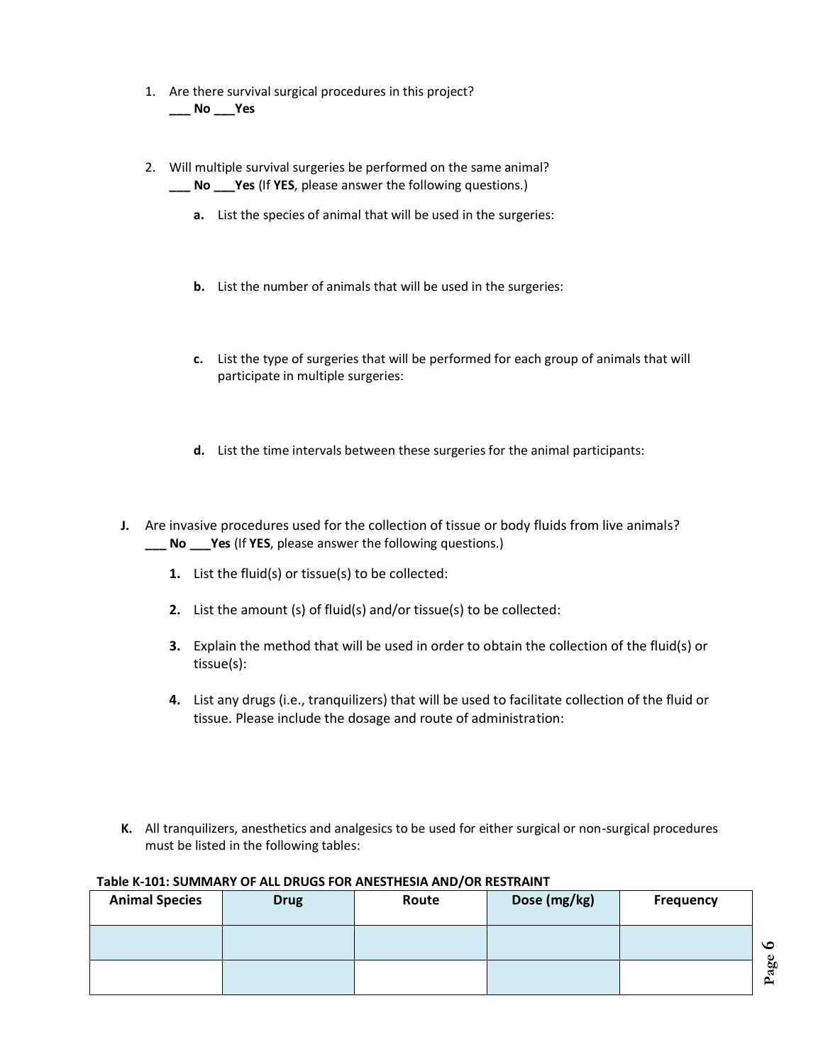1. Are there survival surgical procedures in this project?
   **___ No ___Yes**

2. Will multiple survival surgeries be performed on the same animal?
   **___ No ___Yes** (If **YES**, please answer the following questions.)

   **a.** List the species of animal that will be used in the surgeries:

   **b.** List the number of animals that will be used in the surgeries:

   **c.** List the type of surgeries that will be performed for each group of animals that will participate in multiple surgeries:

   **d.** List the time intervals between these surgeries for the animal participants:

**J.** Are invasive procedures used for the collection of tissue or body fluids from live animals?
   **___ No ___Yes** (If **YES**, please answer the following questions.)

   **1.** List the fluid(s) or tissue(s) to be collected:

   **2.** List the amount (s) of fluid(s) and/or tissue(s) to be collected:

   **3.** Explain the method that will be used in order to obtain the collection of the fluid(s) or tissue(s):

   **4.** List any drugs (i.e., tranquilizers) that will be used to facilitate collection of the fluid or tissue. Please include the dosage and route of administration:

**K.** All tranquilizers, anesthetics and analgesics to be used for either surgical or non-surgical procedures must be listed in the following tables:

**Table K-101: SUMMARY OF ALL DRUGS FOR ANESTHESIA AND/OR RESTRAINT**

| Animal Species | Drug | Route | Dose (mg/kg) | Frequency |
| --- | --- | --- | --- | --- |
| | | | | |
| | | | | |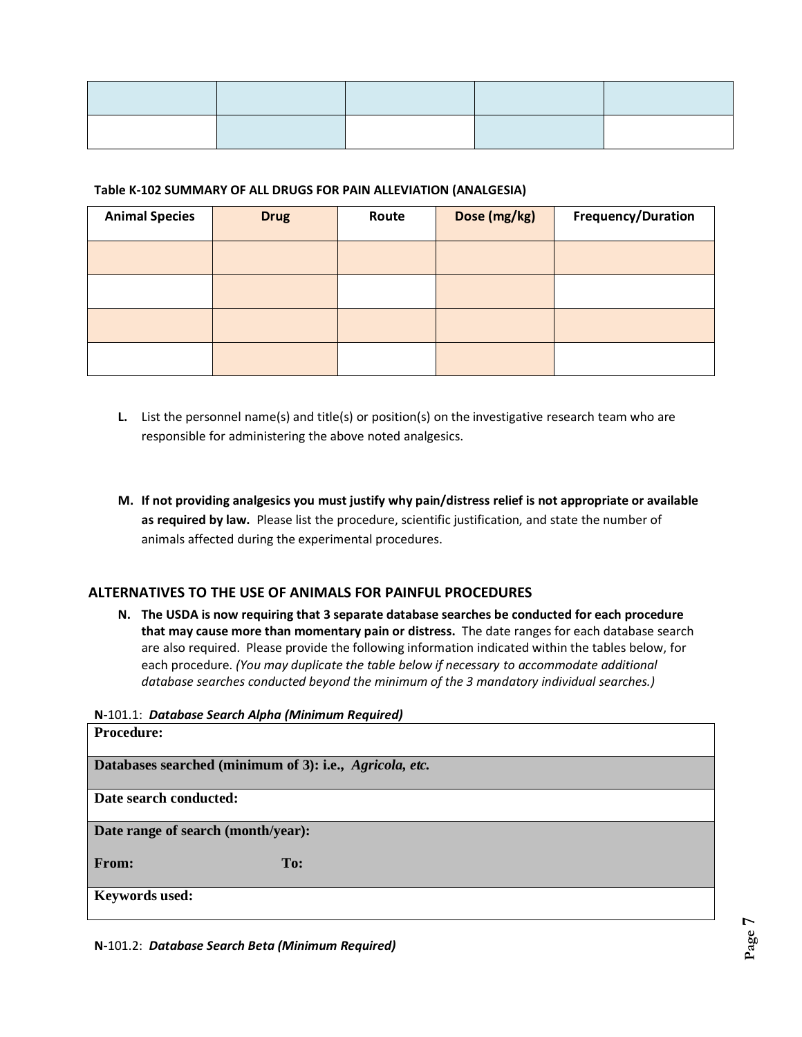| | | | | |
|---|---|---|---|---|
| | | | | |

**Table K-102 SUMMARY OF ALL DRUGS FOR PAIN ALLEVIATION (ANALGESIA)**

| Animal Species | Drug | Route | Dose (mg/kg) | Frequency/Duration |
|---|---|---|---|---|
| | | | | |
| | | | | |
| | | | | |
| | | | | |

**L.** List the personnel name(s) and title(s) or position(s) on the investigative research team who are responsible for administering the above noted analgesics.

**M. If not providing analgesics you must justify why pain/distress relief is not appropriate or available as required by law.** Please list the procedure, scientific justification, and state the number of animals affected during the experimental procedures.

## ALTERNATIVES TO THE USE OF ANIMALS FOR PAINFUL PROCEDURES

**N. The USDA is now requiring that 3 separate database searches be conducted for each procedure that may cause more than momentary pain or distress.** The date ranges for each database search are also required. Please provide the following information indicated within the tables below, for each procedure. *(You may duplicate the table below if necessary to accommodate additional database searches conducted beyond the minimum of the 3 mandatory individual searches.)*

**N-**101.1: ***Database Search Alpha (Minimum Required)***

| **Procedure:** |
|---|
| **Databases searched (minimum of 3): i.e., *Agricola, etc.*** |
| **Date search conducted:** |
| **Date range of search (month/year):**<br>**From:** **To:** |
| **Keywords used:** |

**N-**101.2: ***Database Search Beta (Minimum Required)***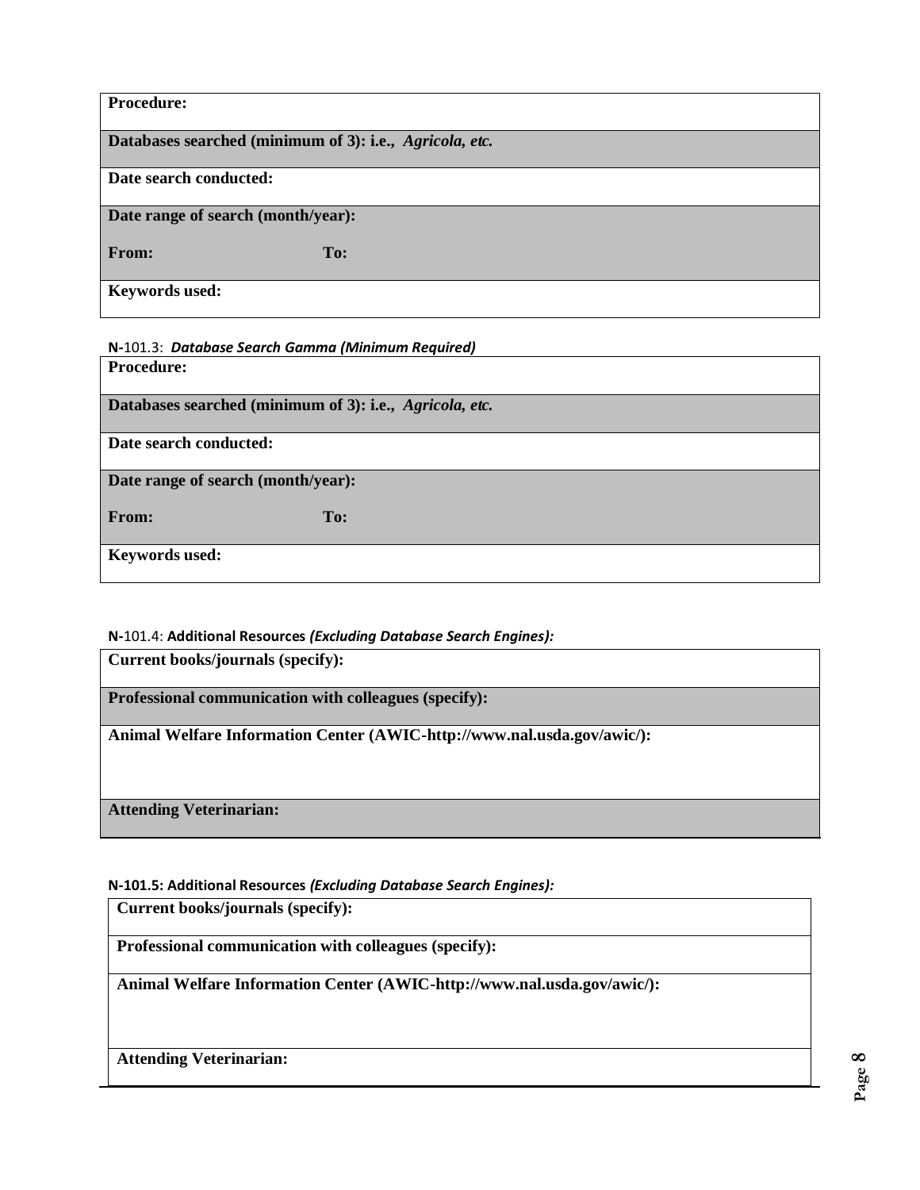| **Procedure:** |
| --- |
| **Databases searched (minimum of 3): i.e., *Agricola, etc.*** |
| **Date search conducted:** |
| **Date range of search (month/year):**<br><br>**From:** **To:** |
| **Keywords used:** |

**N-**101.3: ***Database Search Gamma (Minimum Required)***

| **Procedure:** |
| --- |
| **Databases searched (minimum of 3): i.e., *Agricola, etc.*** |
| **Date search conducted:** |
| **Date range of search (month/year):**<br><br>**From:** **To:** |
| **Keywords used:** |

**N-**101.4: **Additional Resources *(Excluding Database Search Engines):***

| **Current books/journals (specify):** |
| --- |
| **Professional communication with colleagues (specify):** |
| **Animal Welfare Information Center (AWIC-http://www.nal.usda.gov/awic/):** |
| **Attending Veterinarian:** |

**N-101.5: Additional Resources *(Excluding Database Search Engines):***

| **Current books/journals (specify):** |
| --- |
| **Professional communication with colleagues (specify):** |
| **Animal Welfare Information Center (AWIC-http://www.nal.usda.gov/awic/):** |
| **Attending Veterinarian:** |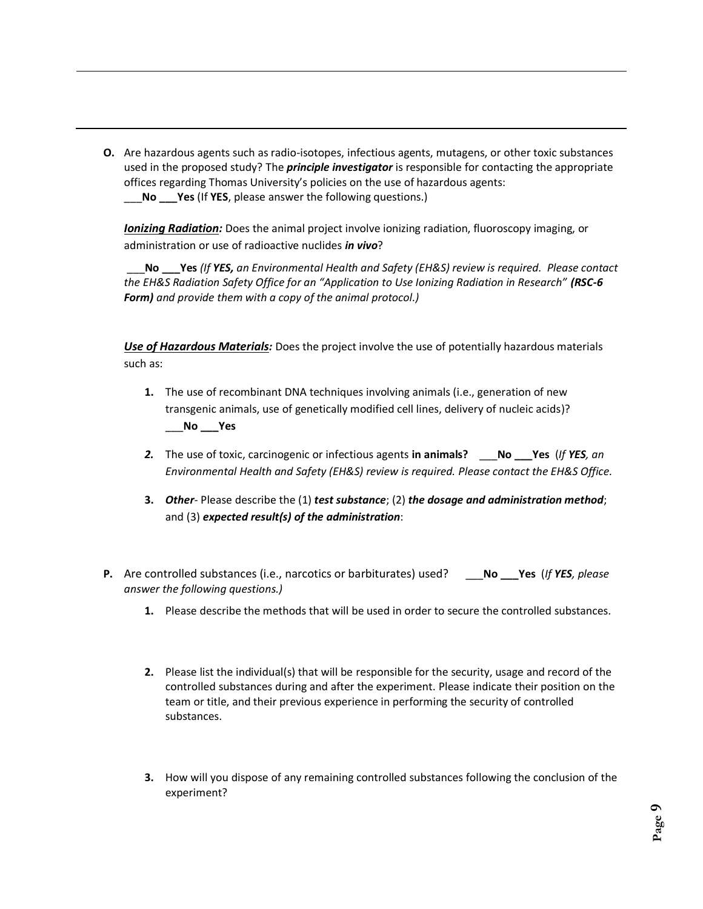---

---

**O.** Are hazardous agents such as radio-isotopes, infectious agents, mutagens, or other toxic substances used in the proposed study? The ***principle investigator*** is responsible for contacting the appropriate offices regarding Thomas University's policies on the use of hazardous agents:
___**No** ___**Yes** (If **YES**, please answer the following questions.)

***Ionizing Radiation:*** Does the animal project involve ionizing radiation, fluoroscopy imaging, or administration or use of radioactive nuclides ***in vivo***?

___**No** ___**Yes** *(If **YES,** an Environmental Health and Safety (EH&S) review is required. Please contact the EH&S Radiation Safety Office for an "Application to Use Ionizing Radiation in Research" **(RSC-6 Form)** and provide them with a copy of the animal protocol.)*

***Use of Hazardous Materials:*** Does the project involve the use of potentially hazardous materials such as:

1. The use of recombinant DNA techniques involving animals (i.e., generation of new transgenic animals, use of genetically modified cell lines, delivery of nucleic acids)?
___**No** ___**Yes**

2. The use of toxic, carcinogenic or infectious agents **in animals?** ___**No** ___**Yes** *(If **YES**, an Environmental Health and Safety (EH&S) review is required. Please contact the EH&S Office.*

3. ***Other***- Please describe the (1) ***test substance***; (2) ***the dosage and administration method***; and (3) ***expected result(s) of the administration***:

**P.** Are controlled substances (i.e., narcotics or barbiturates) used? ___**No** ___**Yes** *(If **YES**, please answer the following questions.)*

1. Please describe the methods that will be used in order to secure the controlled substances.

2. Please list the individual(s) that will be responsible for the security, usage and record of the controlled substances during and after the experiment. Please indicate their position on the team or title, and their previous experience in performing the security of controlled substances.

3. How will you dispose of any remaining controlled substances following the conclusion of the experiment?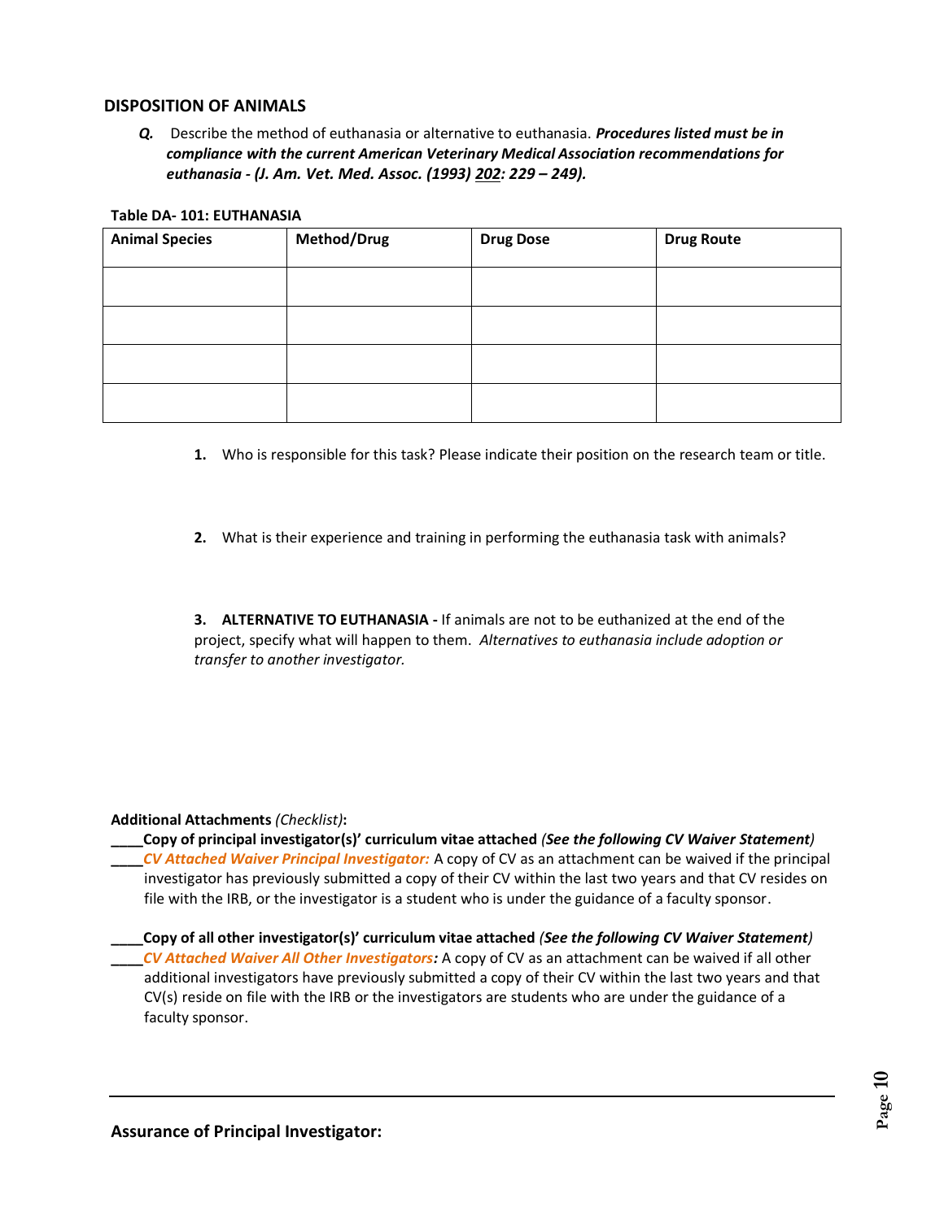## DISPOSITION OF ANIMALS

***Q.*** Describe the method of euthanasia or alternative to euthanasia. ***Procedures listed must be in compliance with the current American Veterinary Medical Association recommendations for euthanasia - (J. Am. Vet. Med. Assoc. (1993) 202: 229 – 249).***

**Table DA- 101: EUTHANASIA**

| Animal Species | Method/Drug | Drug Dose | Drug Route |
|---|---|---|---|
| | | | |
| | | | |
| | | | |
| | | | |

**1.** Who is responsible for this task? Please indicate their position on the research team or title.

**2.** What is their experience and training in performing the euthanasia task with animals?

**3. ALTERNATIVE TO EUTHANASIA -** If animals are not to be euthanized at the end of the project, specify what will happen to them. *Alternatives to euthanasia include adoption or transfer to another investigator.*

**Additional Attachments** *(Checklist)***:**

**____Copy of principal investigator(s)' curriculum vitae attached** ***(See the following CV Waiver Statement)***

____*CV Attached Waiver Principal Investigator:* A copy of CV as an attachment can be waived if the principal investigator has previously submitted a copy of their CV within the last two years and that CV resides on file with the IRB, or the investigator is a student who is under the guidance of a faculty sponsor.

**____Copy of all other investigator(s)' curriculum vitae attached** ***(See the following CV Waiver Statement)***

____*CV Attached Waiver All Other Investigators***:** A copy of CV as an attachment can be waived if all other additional investigators have previously submitted a copy of their CV within the last two years and that CV(s) reside on file with the IRB or the investigators are students who are under the guidance of a faculty sponsor.

---

**Assurance of Principal Investigator:**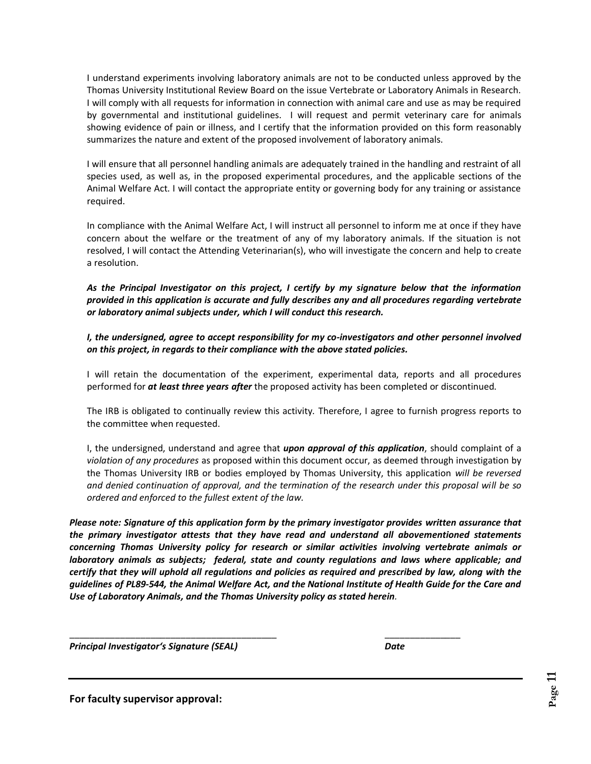I understand experiments involving laboratory animals are not to be conducted unless approved by the Thomas University Institutional Review Board on the issue Vertebrate or Laboratory Animals in Research. I will comply with all requests for information in connection with animal care and use as may be required by governmental and institutional guidelines. I will request and permit veterinary care for animals showing evidence of pain or illness, and I certify that the information provided on this form reasonably summarizes the nature and extent of the proposed involvement of laboratory animals.

I will ensure that all personnel handling animals are adequately trained in the handling and restraint of all species used, as well as, in the proposed experimental procedures, and the applicable sections of the Animal Welfare Act. I will contact the appropriate entity or governing body for any training or assistance required.

In compliance with the Animal Welfare Act, I will instruct all personnel to inform me at once if they have concern about the welfare or the treatment of any of my laboratory animals. If the situation is not resolved, I will contact the Attending Veterinarian(s), who will investigate the concern and help to create a resolution.

***As the Principal Investigator on this project, I certify by my signature below that the information provided in this application is accurate and fully describes any and all procedures regarding vertebrate or laboratory animal subjects under, which I will conduct this research.***

***I, the undersigned, agree to accept responsibility for my co-investigators and other personnel involved on this project, in regards to their compliance with the above stated policies.***

I will retain the documentation of the experiment, experimental data, reports and all procedures performed for ***at least three years after*** the proposed activity has been completed or discontinued.

The IRB is obligated to continually review this activity. Therefore, I agree to furnish progress reports to the committee when requested.

I, the undersigned, understand and agree that ***upon approval of this application***, should complaint of a *violation of any procedures* as proposed within this document occur, as deemed through investigation by the Thomas University IRB or bodies employed by Thomas University, this application *will be reversed and denied continuation of approval, and the termination of the research under this proposal will be so ordered and enforced to the fullest extent of the law.*

***Please note: Signature of this application form by the primary investigator provides written assurance that the primary investigator attests that they have read and understand all abovementioned statements concerning Thomas University policy for research or similar activities involving vertebrate animals or laboratory animals as subjects; federal, state and county regulations and laws where applicable; and certify that they will uphold all regulations and policies as required and prescribed by law, along with the guidelines of PL89-544, the Animal Welfare Act, and the National Institute of Health Guide for the Care and Use of Laboratory Animals, and the Thomas University policy as stated herein***.

_____________________________________________ ________________

***Principal Investigator's Signature (SEAL)*** ***Date***

---

**For faculty supervisor approval:**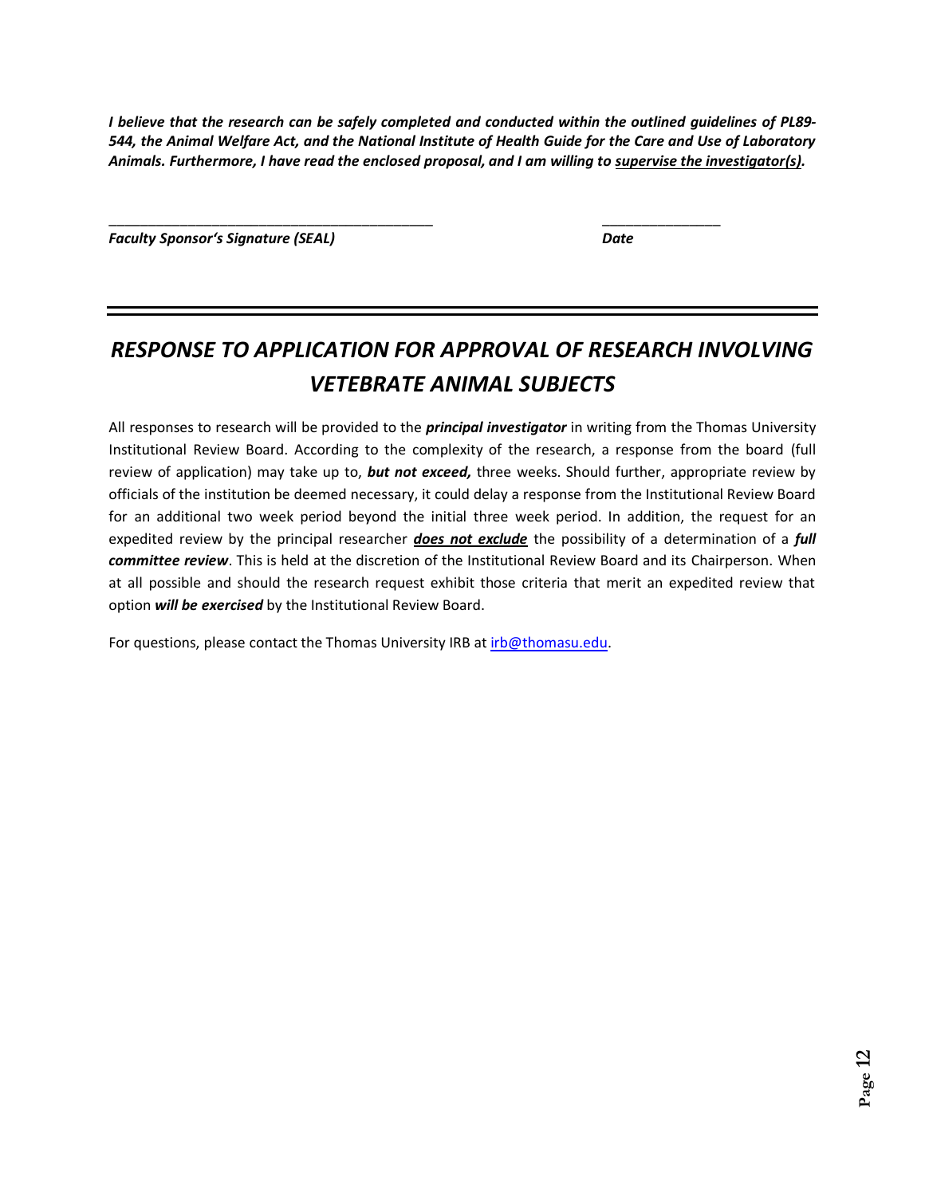***I believe that the research can be safely completed and conducted within the outlined guidelines of PL89-544, the Animal Welfare Act, and the National Institute of Health Guide for the Care and Use of Laboratory Animals. Furthermore, I have read the enclosed proposal, and I am willing to <u>supervise the investigator(s)</u>.***

\_\_\_\_\_\_\_\_\_\_\_\_\_\_\_\_\_\_\_\_\_\_\_\_\_\_\_\_\_\_\_\_\_\_\_\_\_\_\_\_\_\_\_ \_\_\_\_\_\_\_\_\_\_\_\_\_\_\_\_

***Faculty Sponsor's Signature (SEAL)*** ***Date***

---

# *RESPONSE TO APPLICATION FOR APPROVAL OF RESEARCH INVOLVING VETEBRATE ANIMAL SUBJECTS*

All responses to research will be provided to the ***principal investigator*** in writing from the Thomas University Institutional Review Board. According to the complexity of the research, a response from the board (full review of application) may take up to, ***but not exceed,*** three weeks. Should further, appropriate review by officials of the institution be deemed necessary, it could delay a response from the Institutional Review Board for an additional two week period beyond the initial three week period. In addition, the request for an expedited review by the principal researcher ***<u>does not exclude</u>*** the possibility of a determination of a ***full committee review***. This is held at the discretion of the Institutional Review Board and its Chairperson. When at all possible and should the research request exhibit those criteria that merit an expedited review that option ***will be exercised*** by the Institutional Review Board.

For questions, please contact the Thomas University IRB at irb@thomasu.edu.